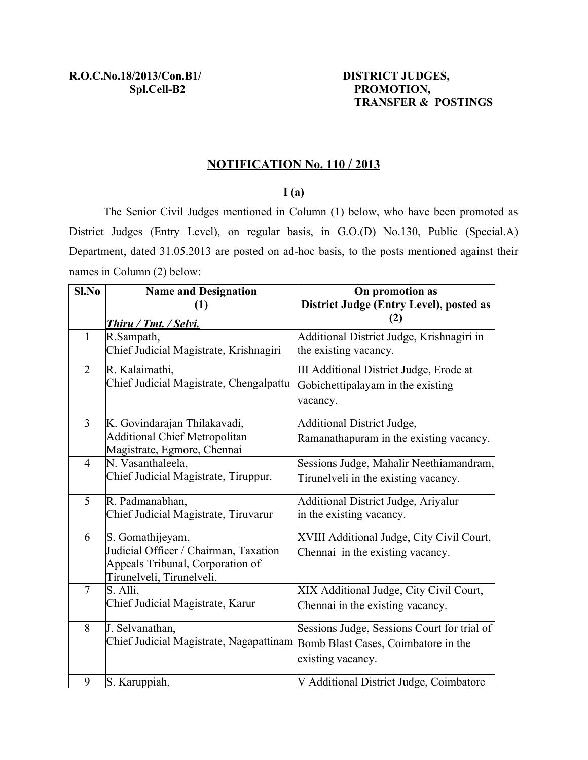**R.O.C.No.18/2013/Con.B1/ Spl.Cell-B2**

**DISTRICT JUDGES, PROMOTION, TRANSFER & POSTINGS**

## NOTIFICATION No. 110 / 2013

### I (a)

The Senior Civil Judges mentioned in Column (1) below, who have been promoted as District Judges (Entry Level), on regular basis, in G.O.(D) No.130, Public (Special.A) Department, dated 31.05.2013 are posted on ad-hoc basis, to the posts mentioned against their names in Column (2) below:

| Sl.No | Name and Designation (1) *Thiru / Tmt. / Selvi.* | On promotion as District Judge (Entry Level), posted as (2) |
|---|---|---|
| 1 | R.Sampath, Chief Judicial Magistrate, Krishnagiri | Additional District Judge, Krishnagiri in the existing vacancy. |
| 2 | R. Kalaimathi, Chief Judicial Magistrate, Chengalpattu | III Additional District Judge, Erode at Gobichettipalayam in the existing vacancy. |
| 3 | K. Govindarajan Thilakavadi, Additional Chief Metropolitan Magistrate, Egmore, Chennai | Additional District Judge, Ramanathapuram in the existing vacancy. |
| 4 | N. Vasanthaleela, Chief Judicial Magistrate, Tiruppur. | Sessions Judge, Mahalir Neethiamandram, Tirunelveli in the existing vacancy. |
| 5 | R. Padmanabhan, Chief Judicial Magistrate, Tiruvarur | Additional District Judge, Ariyalur in the existing vacancy. |
| 6 | S. Gomathijeyam, Judicial Officer / Chairman, Taxation Appeals Tribunal, Corporation of Tirunelveli, Tirunelveli. | XVIII Additional Judge, City Civil Court, Chennai in the existing vacancy. |
| 7 | S. Alli, Chief Judicial Magistrate, Karur | XIX Additional Judge, City Civil Court, Chennai in the existing vacancy. |
| 8 | J. Selvanathan, Chief Judicial Magistrate, Nagapattinam | Sessions Judge, Sessions Court for trial of Bomb Blast Cases, Coimbatore in the existing vacancy. |
| 9 | S. Karuppiah, | V Additional District Judge, Coimbatore |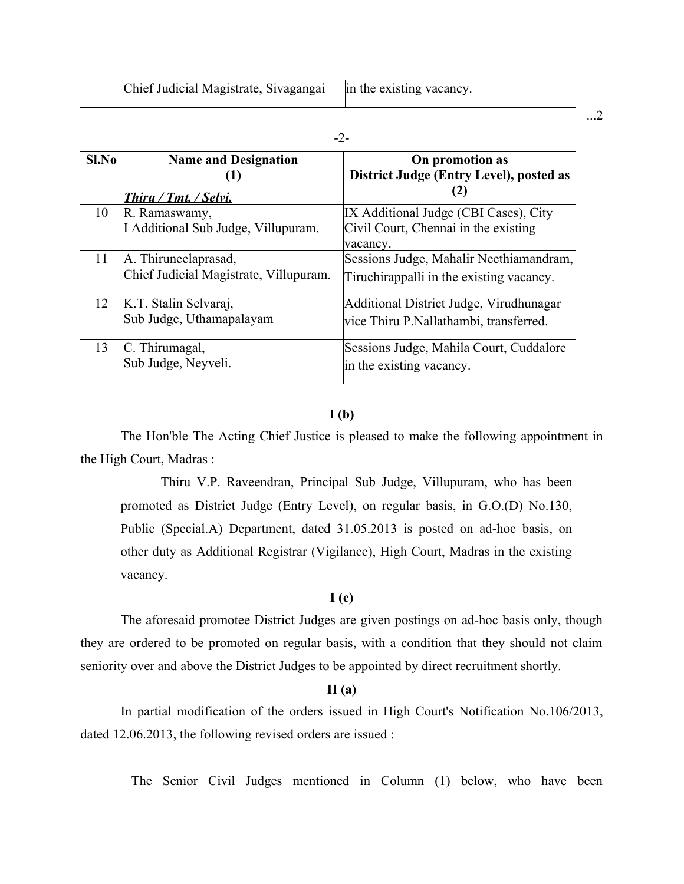| | Chief Judicial Magistrate, Sivagangai | in the existing vacancy. |
|---|---|---|

| Sl.No | Name and Designation (1) *Thiru / Tmt. / Selvi.* | On promotion as District Judge (Entry Level), posted as (2) |
|---|---|---|
| 10 | R. Ramaswamy, I Additional Sub Judge, Villupuram. | IX Additional Judge (CBI Cases), City Civil Court, Chennai in the existing vacancy. |
| 11 | A. Thiruneelaprasad, Chief Judicial Magistrate, Villupuram. | Sessions Judge, Mahalir Neethiamandram, Tiruchirappalli in the existing vacancy. |
| 12 | K.T. Stalin Selvaraj, Sub Judge, Uthamapalayam | Additional District Judge, Virudhunagar vice Thiru P.Nallathambi, transferred. |
| 13 | C. Thirumagal, Sub Judge, Neyveli. | Sessions Judge, Mahila Court, Cuddalore in the existing vacancy. |

**I (b)**

The Hon'ble The Acting Chief Justice is pleased to make the following appointment in the High Court, Madras :

> Thiru V.P. Raveendran, Principal Sub Judge, Villupuram, who has been promoted as District Judge (Entry Level), on regular basis, in G.O.(D) No.130, Public (Special.A) Department, dated 31.05.2013 is posted on ad-hoc basis, on other duty as Additional Registrar (Vigilance), High Court, Madras in the existing vacancy.

**I (c)**

The aforesaid promotee District Judges are given postings on ad-hoc basis only, though they are ordered to be promoted on regular basis, with a condition that they should not claim seniority over and above the District Judges to be appointed by direct recruitment shortly.

**II (a)**

In partial modification of the orders issued in High Court's Notification No.106/2013, dated 12.06.2013, the following revised orders are issued :

The Senior Civil Judges mentioned in Column (1) below, who have been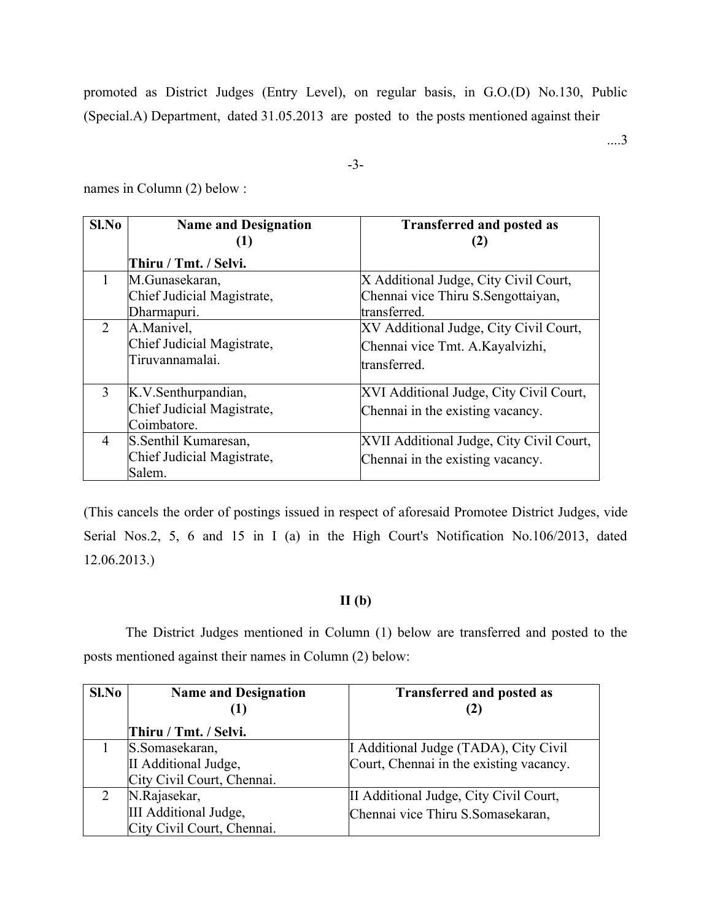promoted as District Judges (Entry Level), on regular basis, in G.O.(D) No.130, Public (Special.A) Department, dated 31.05.2013 are posted to the posts mentioned against their names in Column (2) below :

| Sl.No | Name and Designation (1) Thiru / Tmt. / Selvi. | Transferred and posted as (2) |
|---|---|---|
| 1 | M.Gunasekaran, Chief Judicial Magistrate, Dharmapuri. | X Additional Judge, City Civil Court, Chennai vice Thiru S.Sengottaiyan, transferred. |
| 2 | A.Manivel, Chief Judicial Magistrate, Tiruvannamalai. | XV Additional Judge, City Civil Court, Chennai vice Tmt. A.Kayalvizhi, transferred. |
| 3 | K.V.Senthurpandian, Chief Judicial Magistrate, Coimbatore. | XVI Additional Judge, City Civil Court, Chennai in the existing vacancy. |
| 4 | S.Senthil Kumaresan, Chief Judicial Magistrate, Salem. | XVII Additional Judge, City Civil Court, Chennai in the existing vacancy. |

(This cancels the order of postings issued in respect of aforesaid Promotee District Judges, vide Serial Nos.2, 5, 6 and 15 in I (a) in the High Court's Notification No.106/2013, dated 12.06.2013.)

## II (b)

The District Judges mentioned in Column (1) below are transferred and posted to the posts mentioned against their names in Column (2) below:

| Sl.No | Name and Designation (1) Thiru / Tmt. / Selvi. | Transferred and posted as (2) |
|---|---|---|
| 1 | S.Somasekaran, II Additional Judge, City Civil Court, Chennai. | I Additional Judge (TADA), City Civil Court, Chennai in the existing vacancy. |
| 2 | N.Rajasekar, III Additional Judge, City Civil Court, Chennai. | II Additional Judge, City Civil Court, Chennai vice Thiru S.Somasekaran, |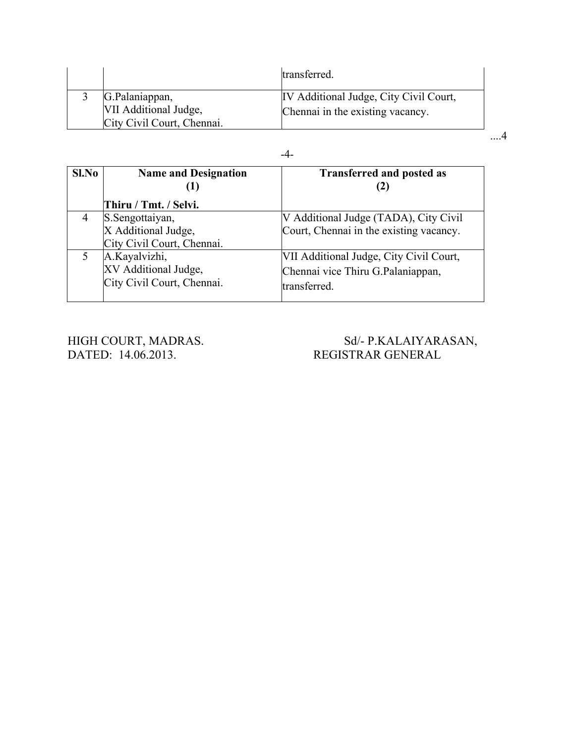| | | transferred. |
|---|---|---|
| 3 | G.Palaniappan,<br>VII Additional Judge,<br>City Civil Court, Chennai. | IV Additional Judge, City Civil Court, Chennai in the existing vacancy. |

| Sl.No | Name and Designation<br>(1)<br>Thiru / Tmt. / Selvi. | Transferred and posted as<br>(2) |
|---|---|---|
| 4 | S.Sengottaiyan,<br>X Additional Judge,<br>City Civil Court, Chennai. | V Additional Judge (TADA), City Civil Court, Chennai in the existing vacancy. |
| 5 | A.Kayalvizhi,<br>XV Additional Judge,<br>City Civil Court, Chennai. | VII Additional Judge, City Civil Court, Chennai vice Thiru G.Palaniappan, transferred. |

HIGH COURT, MADRAS.
DATED: 14.06.2013.

Sd/- P.KALAIYARASAN,
REGISTRAR GENERAL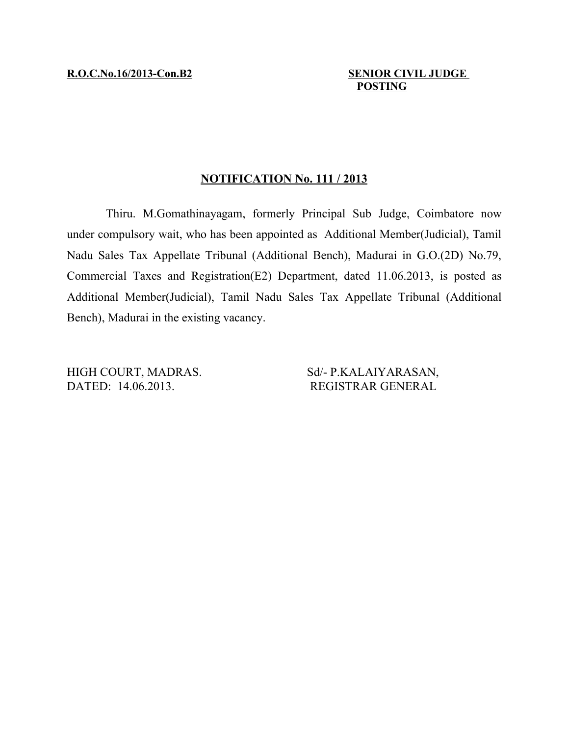**R.O.C.No.16/2013-Con.B2**

**SENIOR CIVIL JUDGE POSTING**

## NOTIFICATION No. 111 / 2013

Thiru. M.Gomathinayagam, formerly Principal Sub Judge, Coimbatore now under compulsory wait, who has been appointed as Additional Member(Judicial), Tamil Nadu Sales Tax Appellate Tribunal (Additional Bench), Madurai in G.O.(2D) No.79, Commercial Taxes and Registration(E2) Department, dated 11.06.2013, is posted as Additional Member(Judicial), Tamil Nadu Sales Tax Appellate Tribunal (Additional Bench), Madurai in the existing vacancy.

HIGH COURT, MADRAS.
DATED: 14.06.2013.

Sd/- P.KALAIYARASAN,
REGISTRAR GENERAL